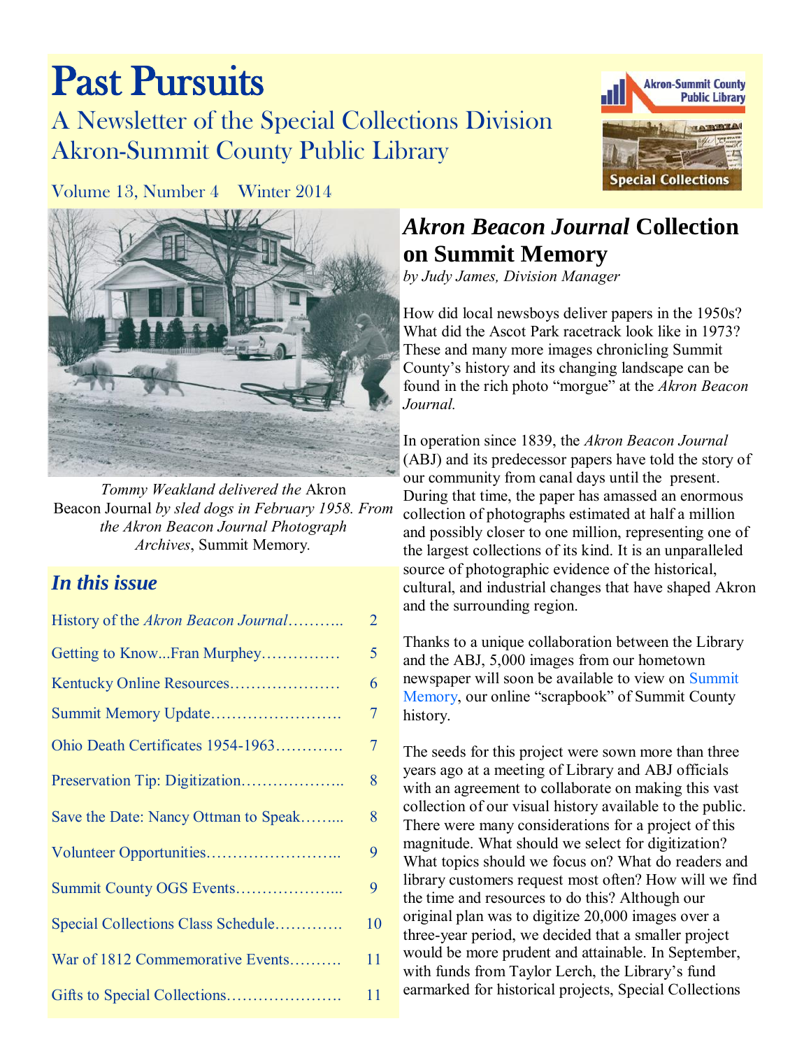# Past Pursuits

## A Newsletter of the Special Collections Division
## Akron-Summit County Public Library

Volume 13, Number 4 Winter 2014

*Tommy Weakland delivered the* Akron Beacon Journal *by sled dogs in February 1958. From the Akron Beacon Journal Photograph Archives*, Summit Memory.

### *In this issue*

| | |
|---|---|
| History of the *Akron Beacon Journal*……….. | 2 |
| Getting to Know...Fran Murphey…………… | 5 |
| Kentucky Online Resources………………… | 6 |
| Summit Memory Update……………………. | 7 |
| Ohio Death Certificates 1954-1963…………. | 7 |
| Preservation Tip: Digitization……………….. | 8 |
| Save the Date: Nancy Ottman to Speak……... | 8 |
| Volunteer Opportunities…………………….. | 9 |
| Summit County OGS Events………………... | 9 |
| Special Collections Class Schedule…………. | 10 |
| War of 1812 Commemorative Events………. | 11 |
| Gifts to Special Collections…………………. | 11 |

## *Akron Beacon Journal* Collection on Summit Memory

*by Judy James, Division Manager*

How did local newsboys deliver papers in the 1950s? What did the Ascot Park racetrack look like in 1973? These and many more images chronicling Summit County's history and its changing landscape can be found in the rich photo "morgue" at the *Akron Beacon Journal.*

In operation since 1839, the *Akron Beacon Journal* (ABJ) and its predecessor papers have told the story of our community from canal days until the present. During that time, the paper has amassed an enormous collection of photographs estimated at half a million and possibly closer to one million, representing one of the largest collections of its kind. It is an unparalleled source of photographic evidence of the historical, cultural, and industrial changes that have shaped Akron and the surrounding region.

Thanks to a unique collaboration between the Library and the ABJ, 5,000 images from our hometown newspaper will soon be available to view on Summit Memory, our online "scrapbook" of Summit County history.

The seeds for this project were sown more than three years ago at a meeting of Library and ABJ officials with an agreement to collaborate on making this vast collection of our visual history available to the public. There were many considerations for a project of this magnitude. What should we select for digitization? What topics should we focus on? What do readers and library customers request most often? How will we find the time and resources to do this? Although our original plan was to digitize 20,000 images over a three-year period, we decided that a smaller project would be more prudent and attainable. In September, with funds from Taylor Lerch, the Library's fund earmarked for historical projects, Special Collections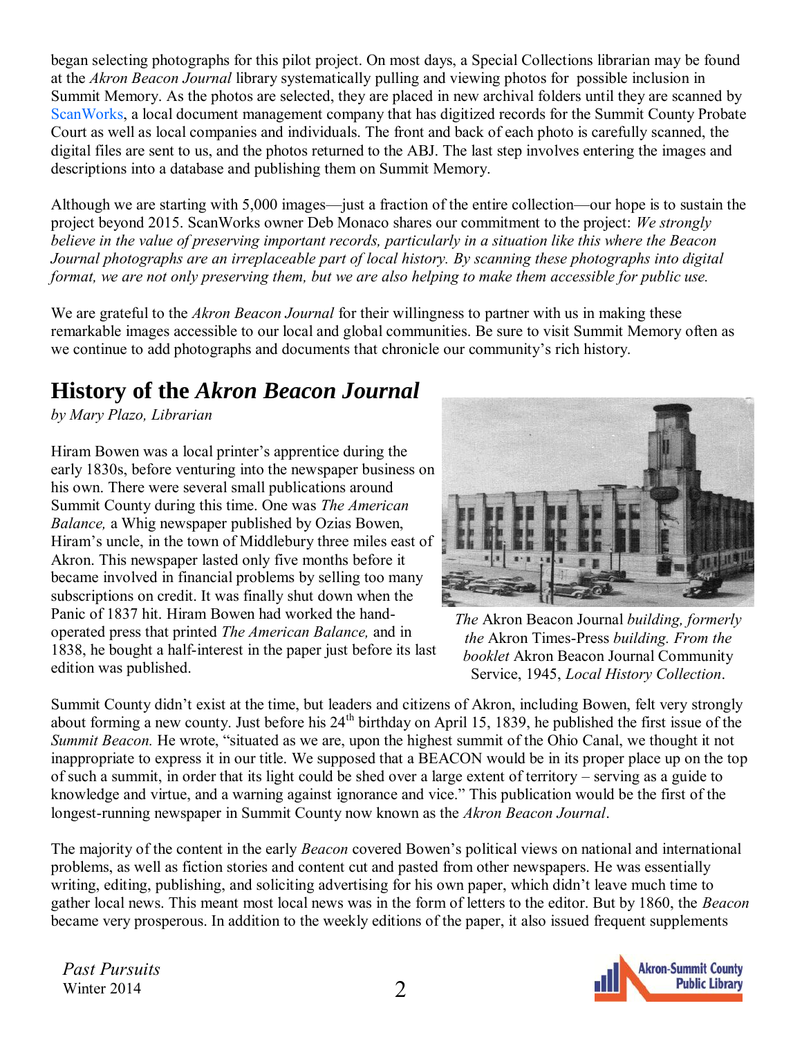began selecting photographs for this pilot project. On most days, a Special Collections librarian may be found at the *Akron Beacon Journal* library systematically pulling and viewing photos for possible inclusion in Summit Memory. As the photos are selected, they are placed in new archival folders until they are scanned by ScanWorks, a local document management company that has digitized records for the Summit County Probate Court as well as local companies and individuals. The front and back of each photo is carefully scanned, the digital files are sent to us, and the photos returned to the ABJ. The last step involves entering the images and descriptions into a database and publishing them on Summit Memory.

Although we are starting with 5,000 images—just a fraction of the entire collection—our hope is to sustain the project beyond 2015. ScanWorks owner Deb Monaco shares our commitment to the project: *We strongly believe in the value of preserving important records, particularly in a situation like this where the Beacon Journal photographs are an irreplaceable part of local history. By scanning these photographs into digital format, we are not only preserving them, but we are also helping to make them accessible for public use.*

We are grateful to the *Akron Beacon Journal* for their willingness to partner with us in making these remarkable images accessible to our local and global communities. Be sure to visit Summit Memory often as we continue to add photographs and documents that chronicle our community's rich history.

## History of the *Akron Beacon Journal*

*by Mary Plazo, Librarian*

Hiram Bowen was a local printer's apprentice during the early 1830s, before venturing into the newspaper business on his own. There were several small publications around Summit County during this time. One was *The American Balance,* a Whig newspaper published by Ozias Bowen, Hiram's uncle, in the town of Middlebury three miles east of Akron. This newspaper lasted only five months before it became involved in financial problems by selling too many subscriptions on credit. It was finally shut down when the Panic of 1837 hit. Hiram Bowen had worked the hand-operated press that printed *The American Balance,* and in 1838, he bought a half-interest in the paper just before its last edition was published.

*The* Akron Beacon Journal *building, formerly the* Akron Times-Press *building. From the booklet* Akron Beacon Journal Community Service, 1945, *Local History Collection*.

Summit County didn't exist at the time, but leaders and citizens of Akron, including Bowen, felt very strongly about forming a new county. Just before his 24th birthday on April 15, 1839, he published the first issue of the *Summit Beacon.* He wrote, "situated as we are, upon the highest summit of the Ohio Canal, we thought it not inappropriate to express it in our title. We supposed that a BEACON would be in its proper place up on the top of such a summit, in order that its light could be shed over a large extent of territory – serving as a guide to knowledge and virtue, and a warning against ignorance and vice." This publication would be the first of the longest-running newspaper in Summit County now known as the *Akron Beacon Journal*.

The majority of the content in the early *Beacon* covered Bowen's political views on national and international problems, as well as fiction stories and content cut and pasted from other newspapers. He was essentially writing, editing, publishing, and soliciting advertising for his own paper, which didn't leave much time to gather local news. This meant most local news was in the form of letters to the editor. But by 1860, the *Beacon* became very prosperous. In addition to the weekly editions of the paper, it also issued frequent supplements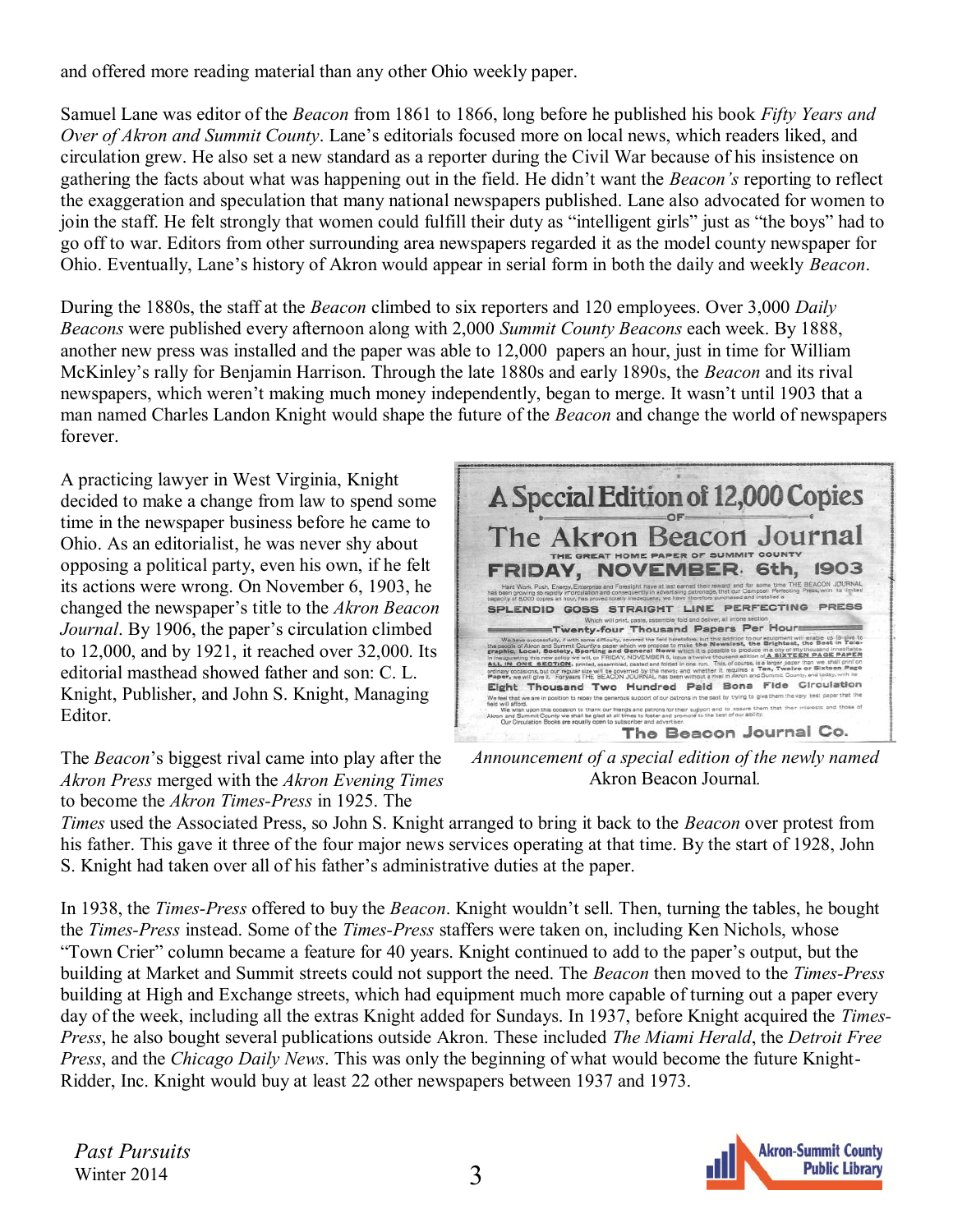and offered more reading material than any other Ohio weekly paper.

Samuel Lane was editor of the *Beacon* from 1861 to 1866, long before he published his book *Fifty Years and Over of Akron and Summit County*. Lane's editorials focused more on local news, which readers liked, and circulation grew. He also set a new standard as a reporter during the Civil War because of his insistence on gathering the facts about what was happening out in the field. He didn't want the *Beacon's* reporting to reflect the exaggeration and speculation that many national newspapers published. Lane also advocated for women to join the staff. He felt strongly that women could fulfill their duty as "intelligent girls" just as "the boys" had to go off to war. Editors from other surrounding area newspapers regarded it as the model county newspaper for Ohio. Eventually, Lane's history of Akron would appear in serial form in both the daily and weekly *Beacon*.

During the 1880s, the staff at the *Beacon* climbed to six reporters and 120 employees. Over 3,000 *Daily Beacons* were published every afternoon along with 2,000 *Summit County Beacons* each week. By 1888, another new press was installed and the paper was able to 12,000 papers an hour, just in time for William McKinley's rally for Benjamin Harrison. Through the late 1880s and early 1890s, the *Beacon* and its rival newspapers, which weren't making much money independently, began to merge. It wasn't until 1903 that a man named Charles Landon Knight would shape the future of the *Beacon* and change the world of newspapers forever.

A practicing lawyer in West Virginia, Knight decided to make a change from law to spend some time in the newspaper business before he came to Ohio. As an editorialist, he was never shy about opposing a political party, even his own, if he felt its actions were wrong. On November 6, 1903, he changed the newspaper's title to the *Akron Beacon Journal*. By 1906, the paper's circulation climbed to 12,000, and by 1921, it reached over 32,000. Its editorial masthead showed father and son: C. L. Knight, Publisher, and John S. Knight, Managing Editor.

*Announcement of a special edition of the newly named* Akron Beacon Journal.

The *Beacon*'s biggest rival came into play after the *Akron Press* merged with the *Akron Evening Times* to become the *Akron Times-Press* in 1925. The *Times* used the Associated Press, so John S. Knight arranged to bring it back to the *Beacon* over protest from his father. This gave it three of the four major news services operating at that time. By the start of 1928, John S. Knight had taken over all of his father's administrative duties at the paper.

In 1938, the *Times-Press* offered to buy the *Beacon*. Knight wouldn't sell. Then, turning the tables, he bought the *Times-Press* instead. Some of the *Times-Press* staffers were taken on, including Ken Nichols, whose "Town Crier" column became a feature for 40 years. Knight continued to add to the paper's output, but the building at Market and Summit streets could not support the need. The *Beacon* then moved to the *Times-Press* building at High and Exchange streets, which had equipment much more capable of turning out a paper every day of the week, including all the extras Knight added for Sundays. In 1937, before Knight acquired the *Times-Press*, he also bought several publications outside Akron. These included *The Miami Herald*, the *Detroit Free Press*, and the *Chicago Daily News*. This was only the beginning of what would become the future Knight-Ridder, Inc. Knight would buy at least 22 other newspapers between 1937 and 1973.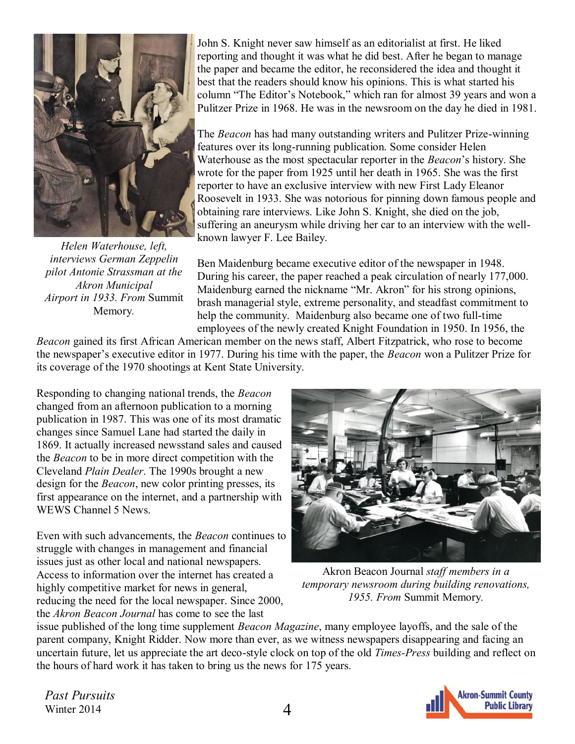John S. Knight never saw himself as an editorialist at first. He liked reporting and thought it was what he did best. After he began to manage the paper and became the editor, he reconsidered the idea and thought it best that the readers should know his opinions. This is what started his column "The Editor's Notebook," which ran for almost 39 years and won a Pulitzer Prize in 1968. He was in the newsroom on the day he died in 1981.

The *Beacon* has had many outstanding writers and Pulitzer Prize-winning features over its long-running publication. Some consider Helen Waterhouse as the most spectacular reporter in the *Beacon*'s history. She wrote for the paper from 1925 until her death in 1965. She was the first reporter to have an exclusive interview with new First Lady Eleanor Roosevelt in 1933. She was notorious for pinning down famous people and obtaining rare interviews. Like John S. Knight, she died on the job, suffering an aneurysm while driving her car to an interview with the well-known lawyer F. Lee Bailey.

*Helen Waterhouse, left, interviews German Zeppelin pilot Antonie Strassman at the Akron Municipal Airport in 1933. From* Summit Memory.

Ben Maidenburg became executive editor of the newspaper in 1948. During his career, the paper reached a peak circulation of nearly 177,000. Maidenburg earned the nickname "Mr. Akron" for his strong opinions, brash managerial style, extreme personality, and steadfast commitment to help the community. Maidenburg also became one of two full-time employees of the newly created Knight Foundation in 1950. In 1956, the *Beacon* gained its first African American member on the news staff, Albert Fitzpatrick, who rose to become the newspaper's executive editor in 1977. During his time with the paper, the *Beacon* won a Pulitzer Prize for its coverage of the 1970 shootings at Kent State University.

Responding to changing national trends, the *Beacon* changed from an afternoon publication to a morning publication in 1987. This was one of its most dramatic changes since Samuel Lane had started the daily in 1869. It actually increased newsstand sales and caused the *Beacon* to be in more direct competition with the Cleveland *Plain Dealer*. The 1990s brought a new design for the *Beacon*, new color printing presses, its first appearance on the internet, and a partnership with WEWS Channel 5 News.

Akron Beacon Journal *staff members in a temporary newsroom during building renovations, 1955. From* Summit Memory.

Even with such advancements, the *Beacon* continues to struggle with changes in management and financial issues just as other local and national newspapers. Access to information over the internet has created a highly competitive market for news in general, reducing the need for the local newspaper. Since 2000, the *Akron Beacon Journal* has come to see the last issue published of the long time supplement *Beacon Magazine*, many employee layoffs, and the sale of the parent company, Knight Ridder. Now more than ever, as we witness newspapers disappearing and facing an uncertain future, let us appreciate the art deco-style clock on top of the old *Times-Press* building and reflect on the hours of hard work it has taken to bring us the news for 175 years.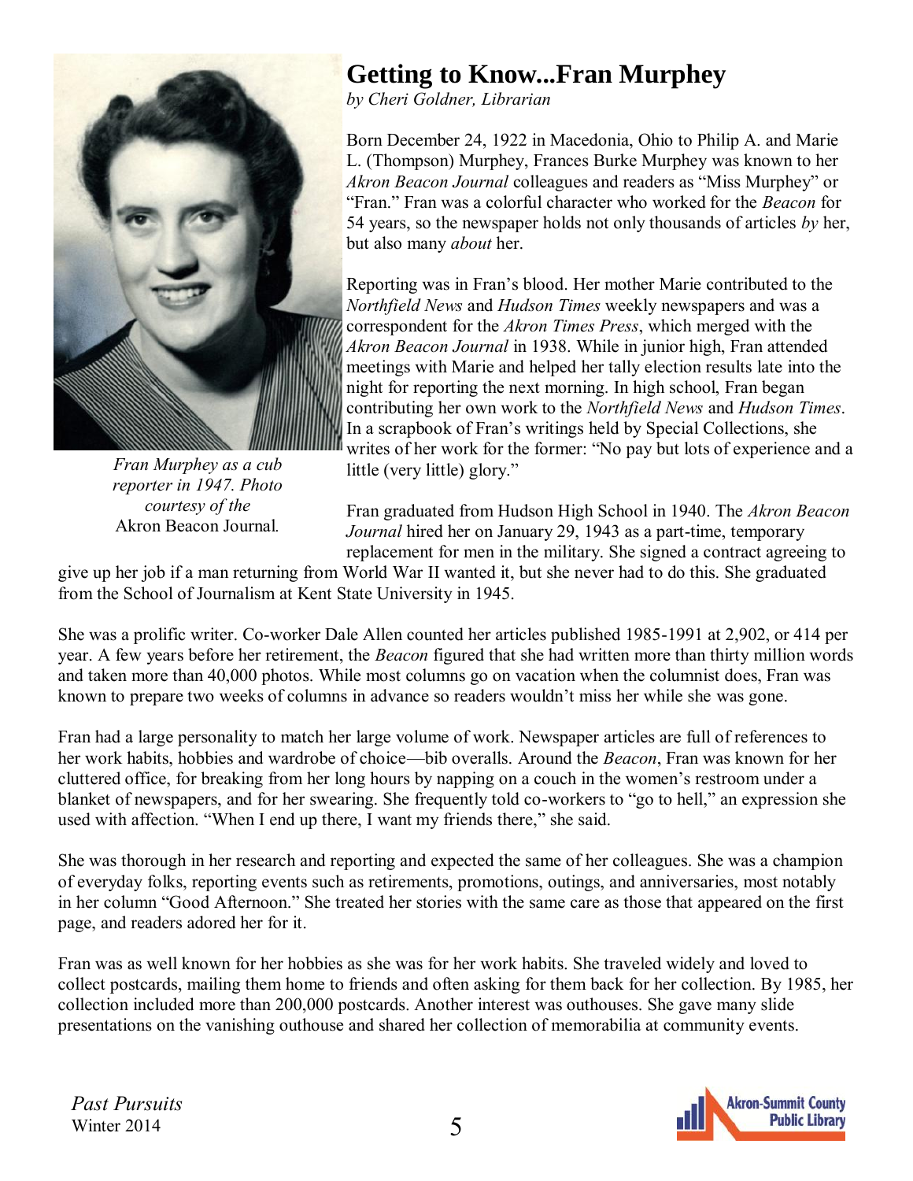# Getting to Know...Fran Murphey

*by Cheri Goldner, Librarian*

*Fran Murphey as a cub reporter in 1947. Photo courtesy of the* Akron Beacon Journal.

Born December 24, 1922 in Macedonia, Ohio to Philip A. and Marie L. (Thompson) Murphey, Frances Burke Murphey was known to her *Akron Beacon Journal* colleagues and readers as "Miss Murphey" or "Fran." Fran was a colorful character who worked for the *Beacon* for 54 years, so the newspaper holds not only thousands of articles *by* her, but also many *about* her.

Reporting was in Fran's blood. Her mother Marie contributed to the *Northfield News* and *Hudson Times* weekly newspapers and was a correspondent for the *Akron Times Press*, which merged with the *Akron Beacon Journal* in 1938. While in junior high, Fran attended meetings with Marie and helped her tally election results late into the night for reporting the next morning. In high school, Fran began contributing her own work to the *Northfield News* and *Hudson Times*. In a scrapbook of Fran's writings held by Special Collections, she writes of her work for the former: "No pay but lots of experience and a little (very little) glory."

Fran graduated from Hudson High School in 1940. The *Akron Beacon Journal* hired her on January 29, 1943 as a part-time, temporary replacement for men in the military. She signed a contract agreeing to give up her job if a man returning from World War II wanted it, but she never had to do this. She graduated from the School of Journalism at Kent State University in 1945.

She was a prolific writer. Co-worker Dale Allen counted her articles published 1985-1991 at 2,902, or 414 per year. A few years before her retirement, the *Beacon* figured that she had written more than thirty million words and taken more than 40,000 photos. While most columns go on vacation when the columnist does, Fran was known to prepare two weeks of columns in advance so readers wouldn't miss her while she was gone.

Fran had a large personality to match her large volume of work. Newspaper articles are full of references to her work habits, hobbies and wardrobe of choice—bib overalls. Around the *Beacon*, Fran was known for her cluttered office, for breaking from her long hours by napping on a couch in the women's restroom under a blanket of newspapers, and for her swearing. She frequently told co-workers to "go to hell," an expression she used with affection. "When I end up there, I want my friends there," she said.

She was thorough in her research and reporting and expected the same of her colleagues. She was a champion of everyday folks, reporting events such as retirements, promotions, outings, and anniversaries, most notably in her column "Good Afternoon." She treated her stories with the same care as those that appeared on the first page, and readers adored her for it.

Fran was as well known for her hobbies as she was for her work habits. She traveled widely and loved to collect postcards, mailing them home to friends and often asking for them back for her collection. By 1985, her collection included more than 200,000 postcards. Another interest was outhouses. She gave many slide presentations on the vanishing outhouse and shared her collection of memorabilia at community events.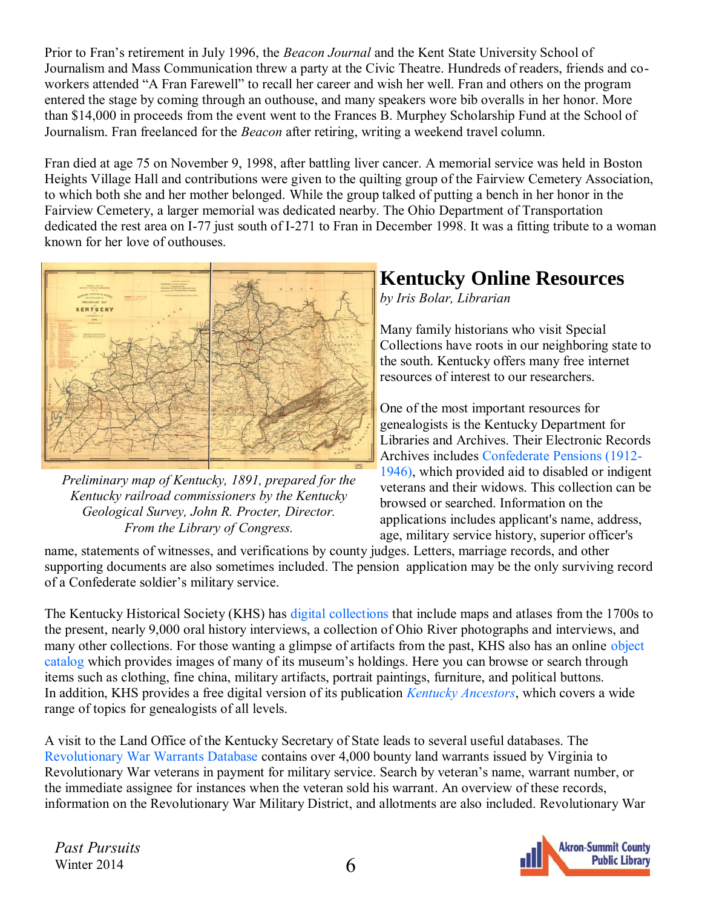Prior to Fran's retirement in July 1996, the *Beacon Journal* and the Kent State University School of Journalism and Mass Communication threw a party at the Civic Theatre. Hundreds of readers, friends and co-workers attended "A Fran Farewell" to recall her career and wish her well. Fran and others on the program entered the stage by coming through an outhouse, and many speakers wore bib overalls in her honor. More than $14,000 in proceeds from the event went to the Frances B. Murphey Scholarship Fund at the School of Journalism. Fran freelanced for the *Beacon* after retiring, writing a weekend travel column.

Fran died at age 75 on November 9, 1998, after battling liver cancer. A memorial service was held in Boston Heights Village Hall and contributions were given to the quilting group of the Fairview Cemetery Association, to which both she and her mother belonged. While the group talked of putting a bench in her honor in the Fairview Cemetery, a larger memorial was dedicated nearby. The Ohio Department of Transportation dedicated the rest area on I-77 just south of I-271 to Fran in December 1998. It was a fitting tribute to a woman known for her love of outhouses.

*Preliminary map of Kentucky, 1891, prepared for the Kentucky railroad commissioners by the Kentucky Geological Survey, John R. Procter, Director. From the Library of Congress.*

# Kentucky Online Resources

*by Iris Bolar, Librarian*

Many family historians who visit Special Collections have roots in our neighboring state to the south. Kentucky offers many free internet resources of interest to our researchers.

One of the most important resources for genealogists is the Kentucky Department for Libraries and Archives. Their Electronic Records Archives includes Confederate Pensions (1912-1946), which provided aid to disabled or indigent veterans and their widows. This collection can be browsed or searched. Information on the applications includes applicant's name, address, age, military service history, superior officer's name, statements of witnesses, and verifications by county judges. Letters, marriage records, and other supporting documents are also sometimes included. The pension application may be the only surviving record of a Confederate soldier's military service.

The Kentucky Historical Society (KHS) has digital collections that include maps and atlases from the 1700s to the present, nearly 9,000 oral history interviews, a collection of Ohio River photographs and interviews, and many other collections. For those wanting a glimpse of artifacts from the past, KHS also has an online object catalog which provides images of many of its museum's holdings. Here you can browse or search through items such as clothing, fine china, military artifacts, portrait paintings, furniture, and political buttons. In addition, KHS provides a free digital version of its publication *Kentucky Ancestors*, which covers a wide range of topics for genealogists of all levels.

A visit to the Land Office of the Kentucky Secretary of State leads to several useful databases. The Revolutionary War Warrants Database contains over 4,000 bounty land warrants issued by Virginia to Revolutionary War veterans in payment for military service. Search by veteran's name, warrant number, or the immediate assignee for instances when the veteran sold his warrant. An overview of these records, information on the Revolutionary War Military District, and allotments are also included. Revolutionary War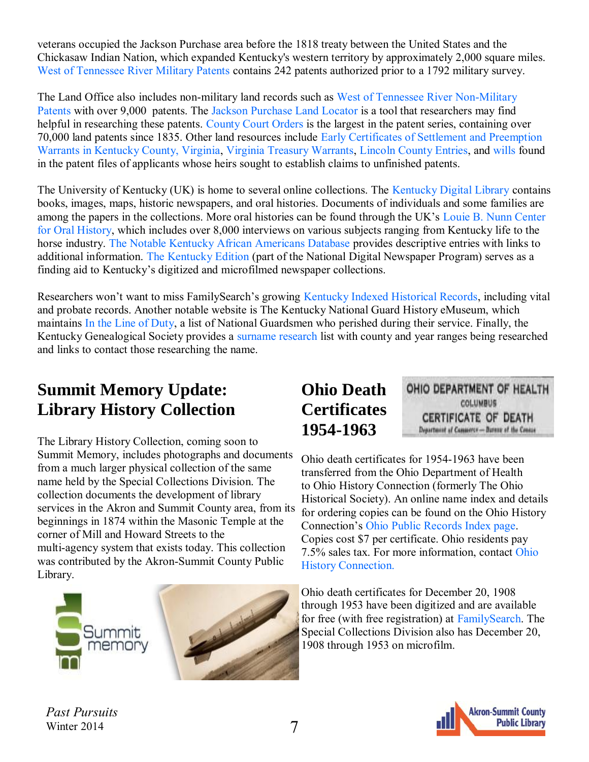veterans occupied the Jackson Purchase area before the 1818 treaty between the United States and the Chickasaw Indian Nation, which expanded Kentucky's western territory by approximately 2,000 square miles. West of Tennessee River Military Patents contains 242 patents authorized prior to a 1792 military survey.

The Land Office also includes non-military land records such as West of Tennessee River Non-Military Patents with over 9,000 patents. The Jackson Purchase Land Locator is a tool that researchers may find helpful in researching these patents. County Court Orders is the largest in the patent series, containing over 70,000 land patents since 1835. Other land resources include Early Certificates of Settlement and Preemption Warrants in Kentucky County, Virginia, Virginia Treasury Warrants, Lincoln County Entries, and wills found in the patent files of applicants whose heirs sought to establish claims to unfinished patents.

The University of Kentucky (UK) is home to several online collections. The Kentucky Digital Library contains books, images, maps, historic newspapers, and oral histories. Documents of individuals and some families are among the papers in the collections. More oral histories can be found through the UK's Louie B. Nunn Center for Oral History, which includes over 8,000 interviews on various subjects ranging from Kentucky life to the horse industry. The Notable Kentucky African Americans Database provides descriptive entries with links to additional information. The Kentucky Edition (part of the National Digital Newspaper Program) serves as a finding aid to Kentucky's digitized and microfilmed newspaper collections.

Researchers won't want to miss FamilySearch's growing Kentucky Indexed Historical Records, including vital and probate records. Another notable website is The Kentucky National Guard History eMuseum, which maintains In the Line of Duty, a list of National Guardsmen who perished during their service. Finally, the Kentucky Genealogical Society provides a surname research list with county and year ranges being researched and links to contact those researching the name.

## Summit Memory Update: Library History Collection

The Library History Collection, coming soon to Summit Memory, includes photographs and documents from a much larger physical collection of the same name held by the Special Collections Division. The collection documents the development of library services in the Akron and Summit County area, from its beginnings in 1874 within the Masonic Temple at the corner of Mill and Howard Streets to the multi-agency system that exists today. This collection was contributed by the Akron-Summit County Public Library.

## Ohio Death Certificates 1954-1963

Ohio death certificates for 1954-1963 have been transferred from the Ohio Department of Health to Ohio History Connection (formerly The Ohio Historical Society). An online name index and details for ordering copies can be found on the Ohio History Connection's Ohio Public Records Index page. Copies cost $7 per certificate. Ohio residents pay 7.5% sales tax. For more information, contact Ohio History Connection.

Ohio death certificates for December 20, 1908 through 1953 have been digitized and are available for free (with free registration) at FamilySearch. The Special Collections Division also has December 20, 1908 through 1953 on microfilm.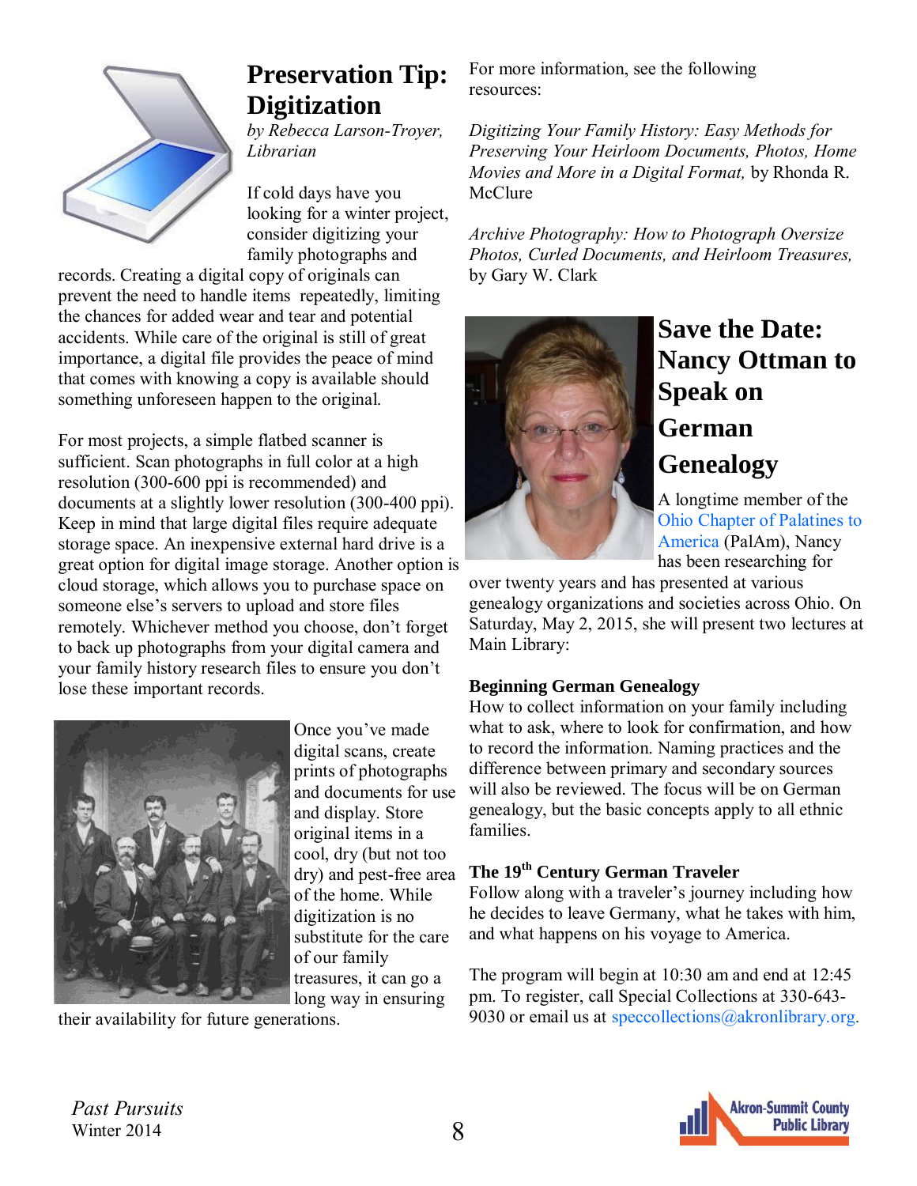## Preservation Tip: Digitization

*by Rebecca Larson-Troyer, Librarian*

If cold days have you looking for a winter project, consider digitizing your family photographs and records. Creating a digital copy of originals can prevent the need to handle items repeatedly, limiting the chances for added wear and tear and potential accidents. While care of the original is still of great importance, a digital file provides the peace of mind that comes with knowing a copy is available should something unforeseen happen to the original.

For most projects, a simple flatbed scanner is sufficient. Scan photographs in full color at a high resolution (300-600 ppi is recommended) and documents at a slightly lower resolution (300-400 ppi). Keep in mind that large digital files require adequate storage space. An inexpensive external hard drive is a great option for digital image storage. Another option is cloud storage, which allows you to purchase space on someone else's servers to upload and store files remotely. Whichever method you choose, don't forget to back up photographs from your digital camera and your family history research files to ensure you don't lose these important records.

Once you've made digital scans, create prints of photographs and documents for use and display. Store original items in a cool, dry (but not too dry) and pest-free area of the home. While digitization is no substitute for the care of our family treasures, it can go a long way in ensuring their availability for future generations.

For more information, see the following resources:

*Digitizing Your Family History: Easy Methods for Preserving Your Heirloom Documents, Photos, Home Movies and More in a Digital Format,* by Rhonda R. McClure

*Archive Photography: How to Photograph Oversize Photos, Curled Documents, and Heirloom Treasures,* by Gary W. Clark

## Save the Date: Nancy Ottman to Speak on German Genealogy

A longtime member of the Ohio Chapter of Palatines to America (PalAm), Nancy has been researching for over twenty years and has presented at various genealogy organizations and societies across Ohio. On Saturday, May 2, 2015, she will present two lectures at Main Library:

**Beginning German Genealogy**
How to collect information on your family including what to ask, where to look for confirmation, and how to record the information. Naming practices and the difference between primary and secondary sources will also be reviewed. The focus will be on German genealogy, but the basic concepts apply to all ethnic families.

**The 19th Century German Traveler**
Follow along with a traveler's journey including how he decides to leave Germany, what he takes with him, and what happens on his voyage to America.

The program will begin at 10:30 am and end at 12:45 pm. To register, call Special Collections at 330-643-9030 or email us at speccollections@akronlibrary.org.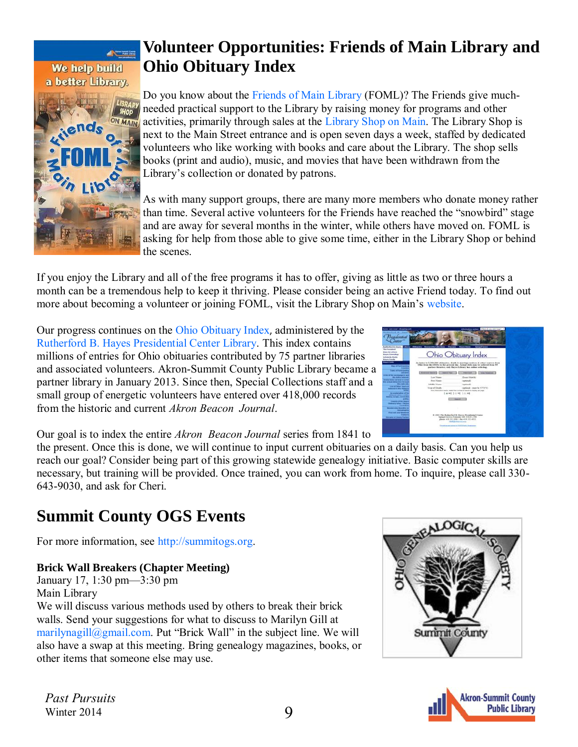# Volunteer Opportunities: Friends of Main Library and Ohio Obituary Index

Do you know about the Friends of Main Library (FOML)? The Friends give much-needed practical support to the Library by raising money for programs and other activities, primarily through sales at the Library Shop on Main. The Library Shop is next to the Main Street entrance and is open seven days a week, staffed by dedicated volunteers who like working with books and care about the Library. The shop sells books (print and audio), music, and movies that have been withdrawn from the Library's collection or donated by patrons.

As with many support groups, there are many more members who donate money rather than time. Several active volunteers for the Friends have reached the "snowbird" stage and are away for several months in the winter, while others have moved on. FOML is asking for help from those able to give some time, either in the Library Shop or behind the scenes.

If you enjoy the Library and all of the free programs it has to offer, giving as little as two or three hours a month can be a tremendous help to keep it thriving. Please consider being an active Friend today. To find out more about becoming a volunteer or joining FOML, visit the Library Shop on Main's website.

Our progress continues on the Ohio Obituary Index, administered by the Rutherford B. Hayes Presidential Center Library. This index contains millions of entries for Ohio obituaries contributed by 75 partner libraries and associated volunteers. Akron-Summit County Public Library became a partner library in January 2013. Since then, Special Collections staff and a small group of energetic volunteers have entered over 418,000 records from the historic and current *Akron Beacon Journal*.

Our goal is to index the entire *Akron Beacon Journal* series from 1841 to the present. Once this is done, we will continue to input current obituaries on a daily basis. Can you help us reach our goal? Consider being part of this growing statewide genealogy initiative. Basic computer skills are necessary, but training will be provided. Once trained, you can work from home. To inquire, please call 330-643-9030, and ask for Cheri.

# Summit County OGS Events

For more information, see http://summitogs.org.

**Brick Wall Breakers (Chapter Meeting)**
January 17, 1:30 pm—3:30 pm
Main Library
We will discuss various methods used by others to break their brick walls. Send your suggestions for what to discuss to Marilyn Gill at marilynagill@gmail.com. Put "Brick Wall" in the subject line. We will also have a swap at this meeting. Bring genealogy magazines, books, or other items that someone else may use.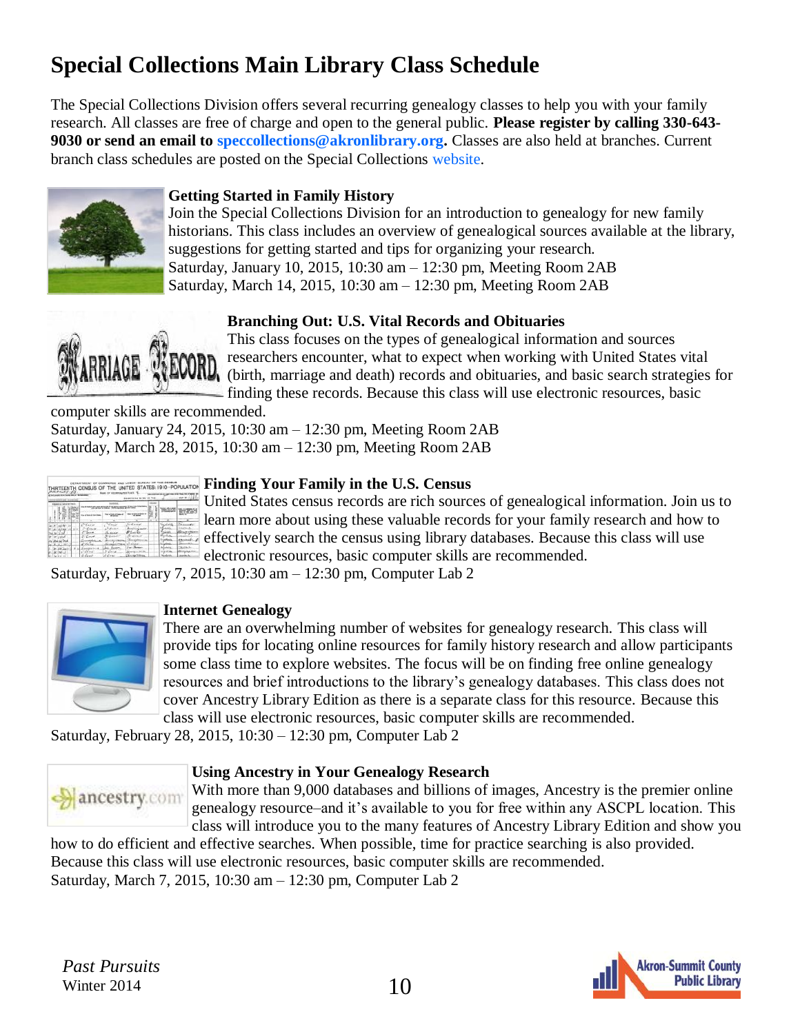# Special Collections Main Library Class Schedule

The Special Collections Division offers several recurring genealogy classes to help you with your family research. All classes are free of charge and open to the general public. **Please register by calling 330-643-9030 or send an email to speccollections@akronlibrary.org.** Classes are also held at branches. Current branch class schedules are posted on the Special Collections website.

### Getting Started in Family History

Join the Special Collections Division for an introduction to genealogy for new family historians. This class includes an overview of genealogical sources available at the library, suggestions for getting started and tips for organizing your research.
Saturday, January 10, 2015, 10:30 am – 12:30 pm, Meeting Room 2AB
Saturday, March 14, 2015, 10:30 am – 12:30 pm, Meeting Room 2AB

### Branching Out: U.S. Vital Records and Obituaries

This class focuses on the types of genealogical information and sources researchers encounter, what to expect when working with United States vital (birth, marriage and death) records and obituaries, and basic search strategies for finding these records. Because this class will use electronic resources, basic computer skills are recommended.
Saturday, January 24, 2015, 10:30 am – 12:30 pm, Meeting Room 2AB
Saturday, March 28, 2015, 10:30 am – 12:30 pm, Meeting Room 2AB

### Finding Your Family in the U.S. Census

United States census records are rich sources of genealogical information. Join us to learn more about using these valuable records for your family research and how to effectively search the census using library databases. Because this class will use electronic resources, basic computer skills are recommended.
Saturday, February 7, 2015, 10:30 am – 12:30 pm, Computer Lab 2

### Internet Genealogy

There are an overwhelming number of websites for genealogy research. This class will provide tips for locating online resources for family history research and allow participants some class time to explore websites. The focus will be on finding free online genealogy resources and brief introductions to the library's genealogy databases. This class does not cover Ancestry Library Edition as there is a separate class for this resource. Because this class will use electronic resources, basic computer skills are recommended.
Saturday, February 28, 2015, 10:30 – 12:30 pm, Computer Lab 2

### Using Ancestry in Your Genealogy Research

With more than 9,000 databases and billions of images, Ancestry is the premier online genealogy resource–and it's available to you for free within any ASCPL location. This class will introduce you to the many features of Ancestry Library Edition and show you how to do efficient and effective searches. When possible, time for practice searching is also provided. Because this class will use electronic resources, basic computer skills are recommended.
Saturday, March 7, 2015, 10:30 am – 12:30 pm, Computer Lab 2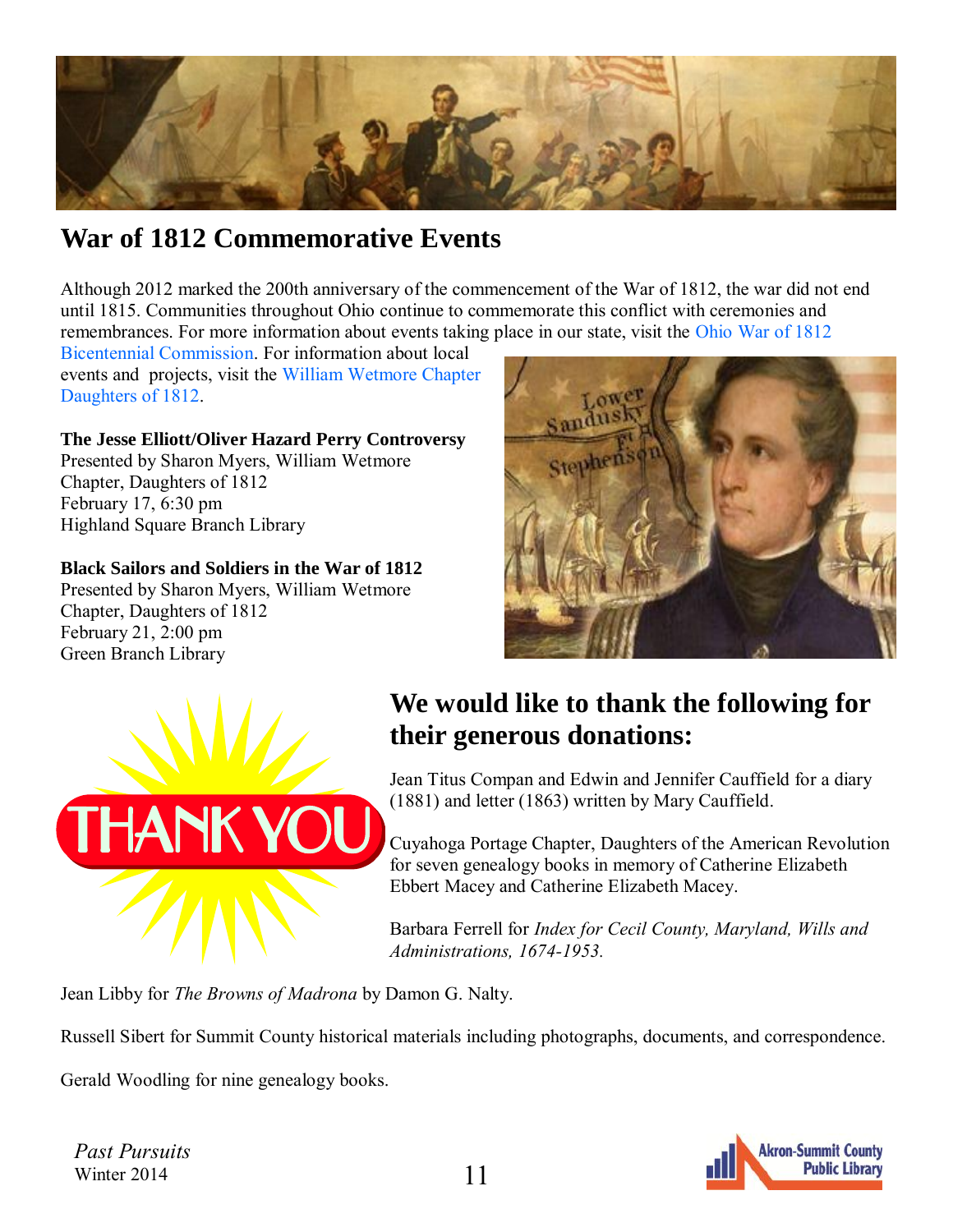# War of 1812 Commemorative Events

Although 2012 marked the 200th anniversary of the commencement of the War of 1812, the war did not end until 1815. Communities throughout Ohio continue to commemorate this conflict with ceremonies and remembrances. For more information about events taking place in our state, visit the Ohio War of 1812 Bicentennial Commission. For information about local events and projects, visit the William Wetmore Chapter Daughters of 1812.

**The Jesse Elliott/Oliver Hazard Perry Controversy**
Presented by Sharon Myers, William Wetmore Chapter, Daughters of 1812
February 17, 6:30 pm
Highland Square Branch Library

**Black Sailors and Soldiers in the War of 1812**
Presented by Sharon Myers, William Wetmore Chapter, Daughters of 1812
February 21, 2:00 pm
Green Branch Library

## We would like to thank the following for their generous donations:

Jean Titus Compan and Edwin and Jennifer Cauffield for a diary (1881) and letter (1863) written by Mary Cauffield.

Cuyahoga Portage Chapter, Daughters of the American Revolution for seven genealogy books in memory of Catherine Elizabeth Ebbert Macey and Catherine Elizabeth Macey.

Barbara Ferrell for *Index for Cecil County, Maryland, Wills and Administrations, 1674-1953.*

Jean Libby for *The Browns of Madrona* by Damon G. Nalty.

Russell Sibert for Summit County historical materials including photographs, documents, and correspondence.

Gerald Woodling for nine genealogy books.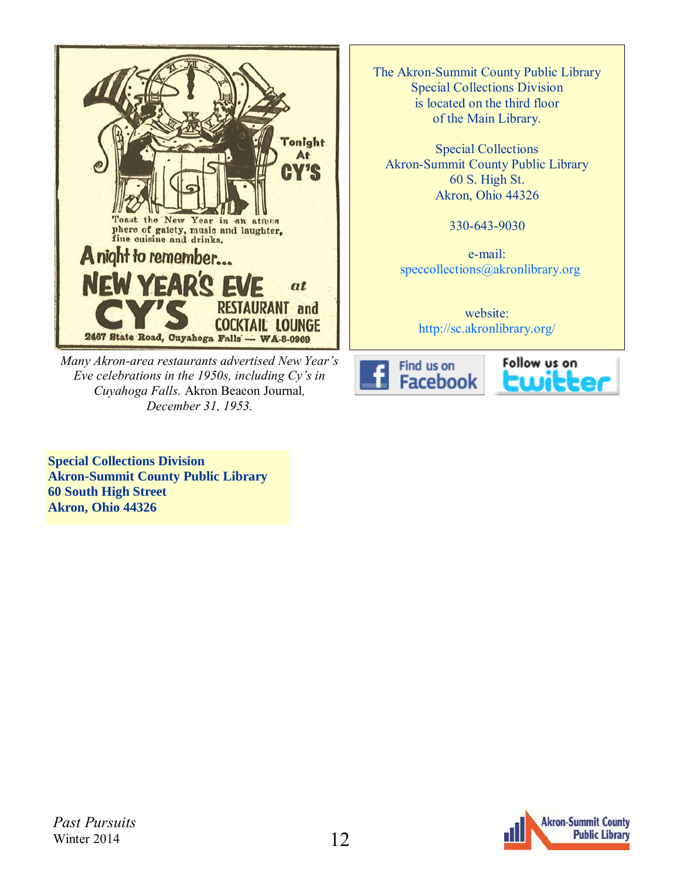Tonight At CY'S

Toast the New Year in an atmosphere of gaiety, music and laughter, fine cuisine and drinks.

A night to remember...

NEW YEAR'S EVE at CY'S RESTAURANT and COCKTAIL LOUNGE

2467 State Road, Cuyahoga Falls — WA-8-0969

*Many Akron-area restaurants advertised New Year's Eve celebrations in the 1950s, including Cy's in Cuyahoga Falls.* Akron Beacon Journal, *December 31, 1953.*

The Akron-Summit County Public Library
Special Collections Division
is located on the third floor
of the Main Library.

Special Collections
Akron-Summit County Public Library
60 S. High St.
Akron, Ohio 44326

330-643-9030

e-mail:
speccollections@akronlibrary.org

website:
http://sc.akronlibrary.org/

Find us on Facebook

Follow us on twitter

**Special Collections Division**
**Akron-Summit County Public Library**
**60 South High Street**
**Akron, Ohio 44326**